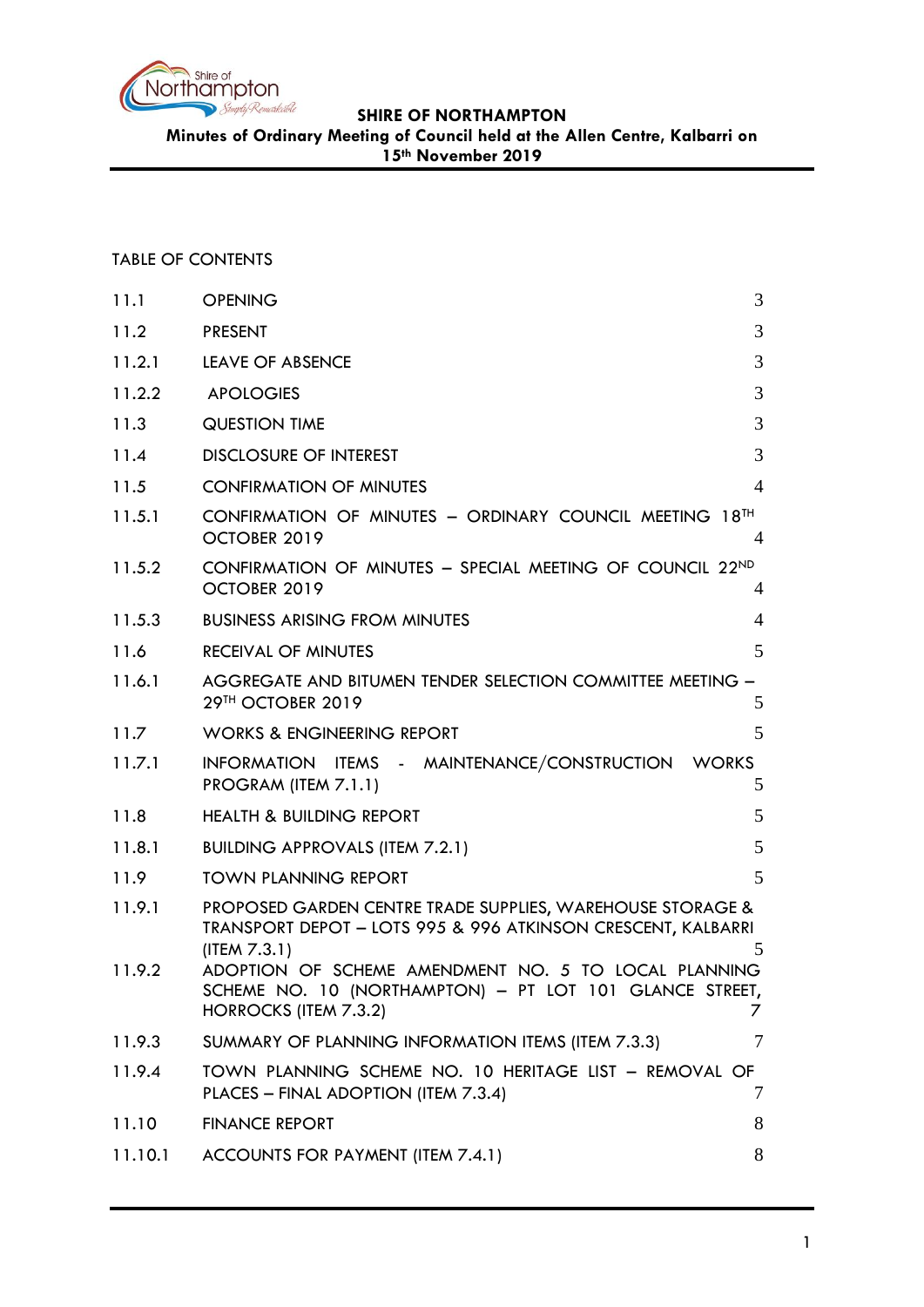**SHIRE OF NORTHAMPTON**
**Minutes of Ordinary Meeting of Council held at the Allen Centre, Kalbarri on 15th November 2019**

TABLE OF CONTENTS

| | | |
|---|---|---|
| 11.1 | OPENING | 3 |
| 11.2 | PRESENT | 3 |
| 11.2.1 | LEAVE OF ABSENCE | 3 |
| 11.2.2 | APOLOGIES | 3 |
| 11.3 | QUESTION TIME | 3 |
| 11.4 | DISCLOSURE OF INTEREST | 3 |
| 11.5 | CONFIRMATION OF MINUTES | 4 |
| 11.5.1 | CONFIRMATION OF MINUTES – ORDINARY COUNCIL MEETING 18TH OCTOBER 2019 | 4 |
| 11.5.2 | CONFIRMATION OF MINUTES – SPECIAL MEETING OF COUNCIL 22ND OCTOBER 2019 | 4 |
| 11.5.3 | BUSINESS ARISING FROM MINUTES | 4 |
| 11.6 | RECEIVAL OF MINUTES | 5 |
| 11.6.1 | AGGREGATE AND BITUMEN TENDER SELECTION COMMITTEE MEETING – 29TH OCTOBER 2019 | 5 |
| 11.7 | WORKS & ENGINEERING REPORT | 5 |
| 11.7.1 | INFORMATION ITEMS - MAINTENANCE/CONSTRUCTION WORKS PROGRAM (ITEM 7.1.1) | 5 |
| 11.8 | HEALTH & BUILDING REPORT | 5 |
| 11.8.1 | BUILDING APPROVALS (ITEM 7.2.1) | 5 |
| 11.9 | TOWN PLANNING REPORT | 5 |
| 11.9.1 | PROPOSED GARDEN CENTRE TRADE SUPPLIES, WAREHOUSE STORAGE & TRANSPORT DEPOT – LOTS 995 & 996 ATKINSON CRESCENT, KALBARRI (ITEM 7.3.1) | 5 |
| 11.9.2 | ADOPTION OF SCHEME AMENDMENT NO. 5 TO LOCAL PLANNING SCHEME NO. 10 (NORTHAMPTON) – PT LOT 101 GLANCE STREET, HORROCKS (ITEM 7.3.2) | 7 |
| 11.9.3 | SUMMARY OF PLANNING INFORMATION ITEMS (ITEM 7.3.3) | 7 |
| 11.9.4 | TOWN PLANNING SCHEME NO. 10 HERITAGE LIST – REMOVAL OF PLACES – FINAL ADOPTION (ITEM 7.3.4) | 7 |
| 11.10 | FINANCE REPORT | 8 |
| 11.10.1 | ACCOUNTS FOR PAYMENT (ITEM 7.4.1) | 8 |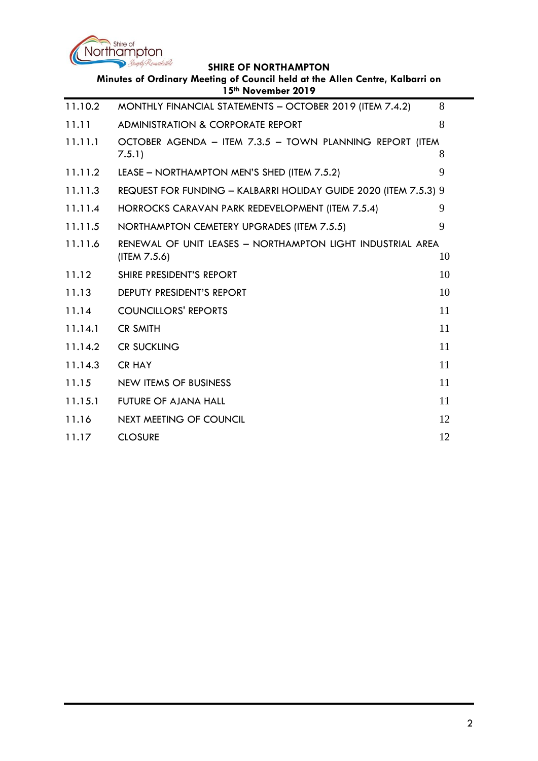| | | |
|---|---|---|
| 11.10.2 | MONTHLY FINANCIAL STATEMENTS – OCTOBER 2019 (ITEM 7.4.2) | 8 |
| 11.11 | ADMINISTRATION & CORPORATE REPORT | 8 |
| 11.11.1 | OCTOBER AGENDA – ITEM 7.3.5 – TOWN PLANNING REPORT (ITEM 7.5.1) | 8 |
| 11.11.2 | LEASE – NORTHAMPTON MEN'S SHED (ITEM 7.5.2) | 9 |
| 11.11.3 | REQUEST FOR FUNDING – KALBARRI HOLIDAY GUIDE 2020 (ITEM 7.5.3) | 9 |
| 11.11.4 | HORROCKS CARAVAN PARK REDEVELOPMENT (ITEM 7.5.4) | 9 |
| 11.11.5 | NORTHAMPTON CEMETERY UPGRADES (ITEM 7.5.5) | 9 |
| 11.11.6 | RENEWAL OF UNIT LEASES – NORTHAMPTON LIGHT INDUSTRIAL AREA (ITEM 7.5.6) | 10 |
| 11.12 | SHIRE PRESIDENT'S REPORT | 10 |
| 11.13 | DEPUTY PRESIDENT'S REPORT | 10 |
| 11.14 | COUNCILLORS' REPORTS | 11 |
| 11.14.1 | CR SMITH | 11 |
| 11.14.2 | CR SUCKLING | 11 |
| 11.14.3 | CR HAY | 11 |
| 11.15 | NEW ITEMS OF BUSINESS | 11 |
| 11.15.1 | FUTURE OF AJANA HALL | 11 |
| 11.16 | NEXT MEETING OF COUNCIL | 12 |
| 11.17 | CLOSURE | 12 |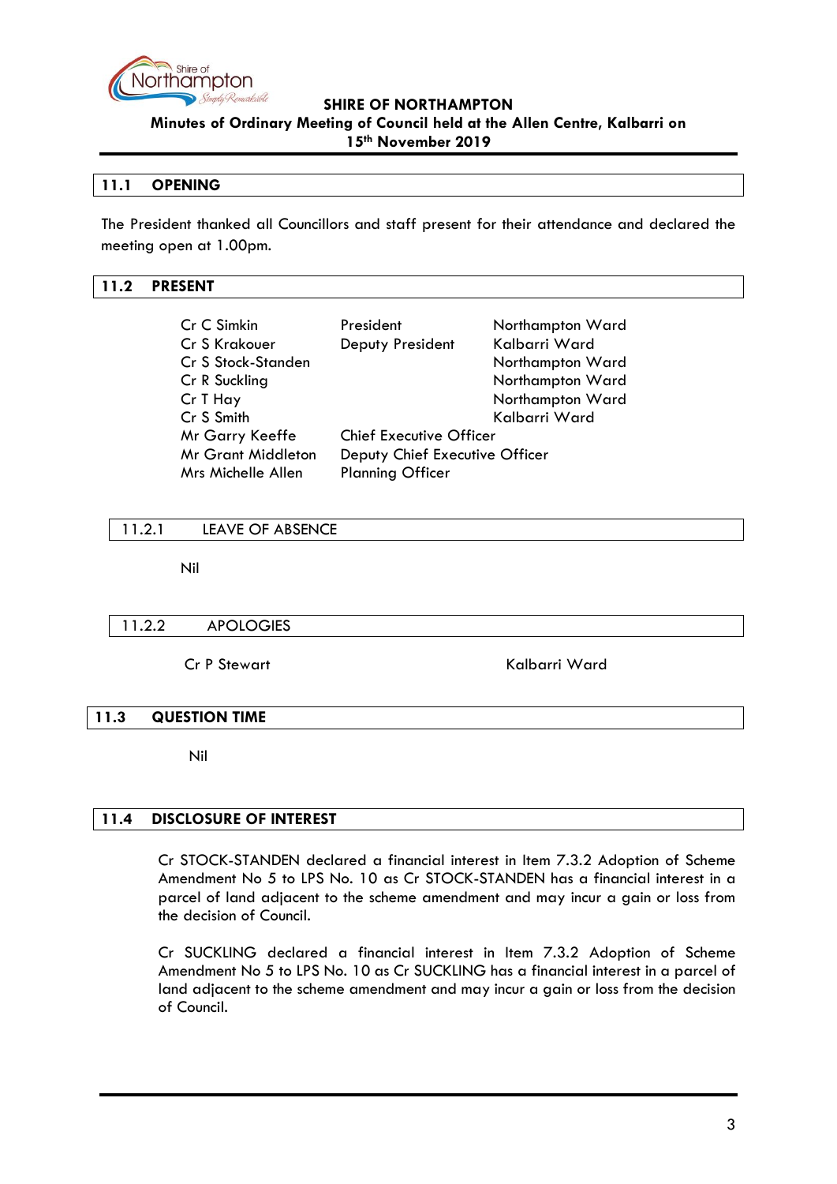## 11.1 OPENING

The President thanked all Councillors and staff present for their attendance and declared the meeting open at 1.00pm.

## 11.2 PRESENT

| | | |
|---|---|---|
| Cr C Simkin | President | Northampton Ward |
| Cr S Krakouer | Deputy President | Kalbarri Ward |
| Cr S Stock-Standen | | Northampton Ward |
| Cr R Suckling | | Northampton Ward |
| Cr T Hay | | Northampton Ward |
| Cr S Smith | | Kalbarri Ward |
| Mr Garry Keeffe | Chief Executive Officer | |
| Mr Grant Middleton | Deputy Chief Executive Officer | |
| Mrs Michelle Allen | Planning Officer | |

### 11.2.1 LEAVE OF ABSENCE

Nil

### 11.2.2 APOLOGIES

Cr P Stewart — Kalbarri Ward

## 11.3 QUESTION TIME

Nil

## 11.4 DISCLOSURE OF INTEREST

Cr STOCK-STANDEN declared a financial interest in Item 7.3.2 Adoption of Scheme Amendment No 5 to LPS No. 10 as Cr STOCK-STANDEN has a financial interest in a parcel of land adjacent to the scheme amendment and may incur a gain or loss from the decision of Council.

Cr SUCKLING declared a financial interest in Item 7.3.2 Adoption of Scheme Amendment No 5 to LPS No. 10 as Cr SUCKLING has a financial interest in a parcel of land adjacent to the scheme amendment and may incur a gain or loss from the decision of Council.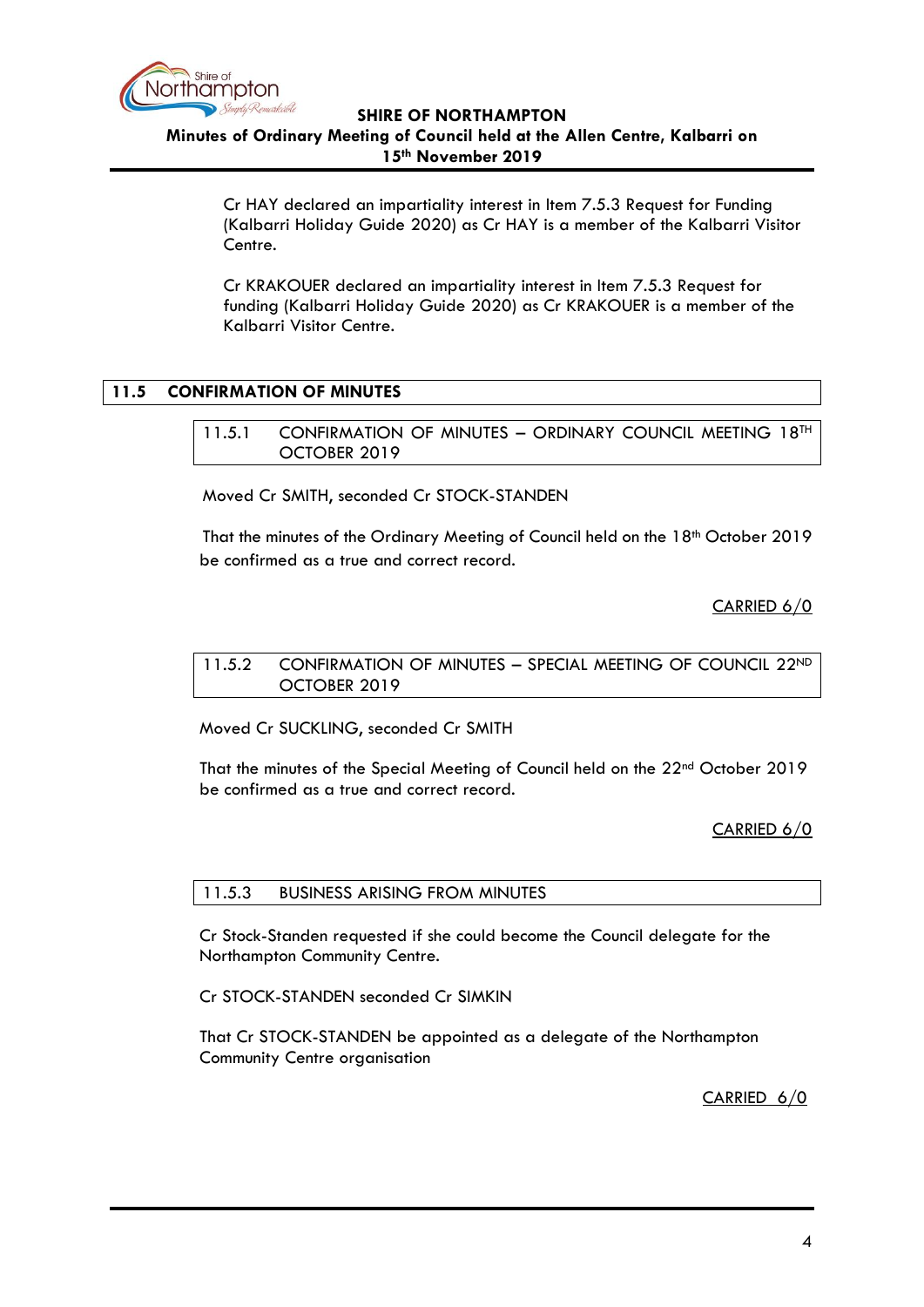Cr HAY declared an impartiality interest in Item 7.5.3 Request for Funding (Kalbarri Holiday Guide 2020) as Cr HAY is a member of the Kalbarri Visitor Centre.

Cr KRAKOUER declared an impartiality interest in Item 7.5.3 Request for funding (Kalbarri Holiday Guide 2020) as Cr KRAKOUER is a member of the Kalbarri Visitor Centre.

## 11.5 CONFIRMATION OF MINUTES

### 11.5.1 CONFIRMATION OF MINUTES – ORDINARY COUNCIL MEETING 18TH OCTOBER 2019

Moved Cr SMITH, seconded Cr STOCK-STANDEN

That the minutes of the Ordinary Meeting of Council held on the 18th October 2019 be confirmed as a true and correct record.

CARRIED 6/0

### 11.5.2 CONFIRMATION OF MINUTES – SPECIAL MEETING OF COUNCIL 22ND OCTOBER 2019

Moved Cr SUCKLING, seconded Cr SMITH

That the minutes of the Special Meeting of Council held on the 22nd October 2019 be confirmed as a true and correct record.

CARRIED 6/0

### 11.5.3 BUSINESS ARISING FROM MINUTES

Cr Stock-Standen requested if she could become the Council delegate for the Northampton Community Centre.

Cr STOCK-STANDEN seconded Cr SIMKIN

That Cr STOCK-STANDEN be appointed as a delegate of the Northampton Community Centre organisation

CARRIED 6/0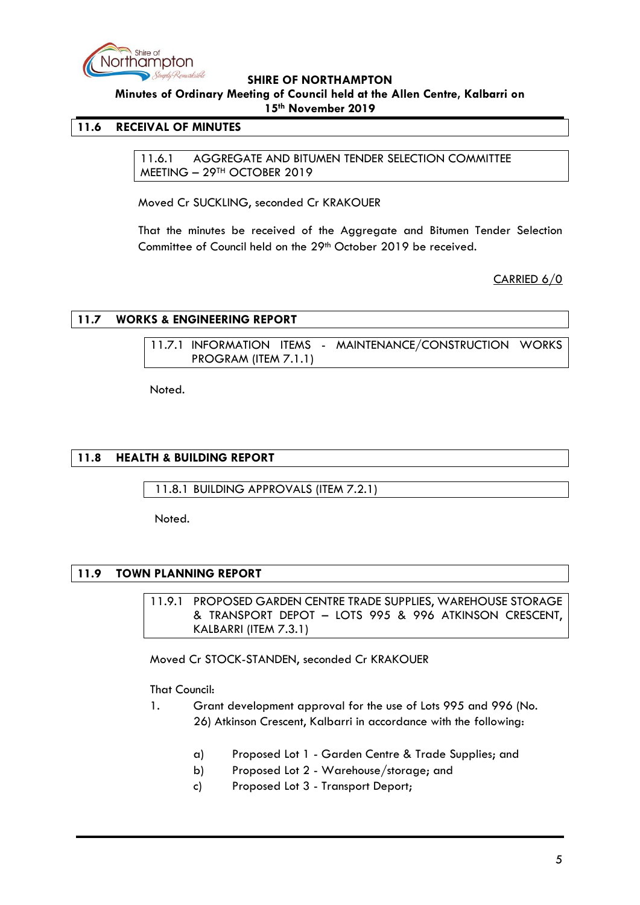## 11.6 RECEIVAL OF MINUTES

### 11.6.1 AGGREGATE AND BITUMEN TENDER SELECTION COMMITTEE MEETING – 29TH OCTOBER 2019

Moved Cr SUCKLING, seconded Cr KRAKOUER

That the minutes be received of the Aggregate and Bitumen Tender Selection Committee of Council held on the 29th October 2019 be received.

CARRIED 6/0

## 11.7 WORKS & ENGINEERING REPORT

### 11.7.1 INFORMATION ITEMS - MAINTENANCE/CONSTRUCTION WORKS PROGRAM (ITEM 7.1.1)

Noted.

## 11.8 HEALTH & BUILDING REPORT

### 11.8.1 BUILDING APPROVALS (ITEM 7.2.1)

Noted.

## 11.9 TOWN PLANNING REPORT

### 11.9.1 PROPOSED GARDEN CENTRE TRADE SUPPLIES, WAREHOUSE STORAGE & TRANSPORT DEPOT – LOTS 995 & 996 ATKINSON CRESCENT, KALBARRI (ITEM 7.3.1)

Moved Cr STOCK-STANDEN, seconded Cr KRAKOUER

That Council:

1. Grant development approval for the use of Lots 995 and 996 (No. 26) Atkinson Crescent, Kalbarri in accordance with the following:

   a) Proposed Lot 1 - Garden Centre & Trade Supplies; and
   b) Proposed Lot 2 - Warehouse/storage; and
   c) Proposed Lot 3 - Transport Depot;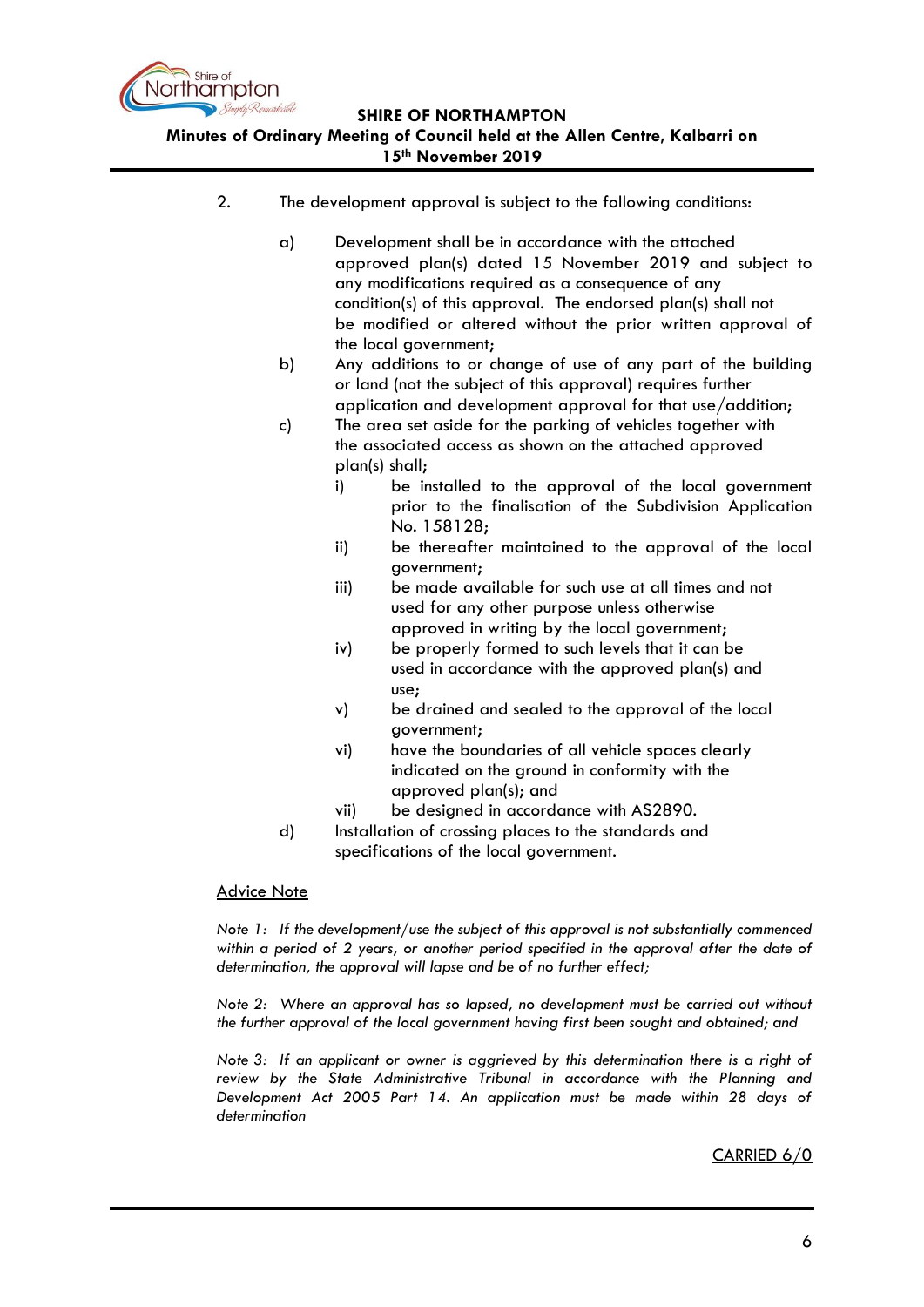2. The development approval is subject to the following conditions:

   a) Development shall be in accordance with the attached approved plan(s) dated 15 November 2019 and subject to any modifications required as a consequence of any condition(s) of this approval. The endorsed plan(s) shall not be modified or altered without the prior written approval of the local government;

   b) Any additions to or change of use of any part of the building or land (not the subject of this approval) requires further application and development approval for that use/addition;

   c) The area set aside for the parking of vehicles together with the associated access as shown on the attached approved plan(s) shall;

      i) be installed to the approval of the local government prior to the finalisation of the Subdivision Application No. 158128;

      ii) be thereafter maintained to the approval of the local government;

      iii) be made available for such use at all times and not used for any other purpose unless otherwise approved in writing by the local government;

      iv) be properly formed to such levels that it can be used in accordance with the approved plan(s) and use;

      v) be drained and sealed to the approval of the local government;

      vi) have the boundaries of all vehicle spaces clearly indicated on the ground in conformity with the approved plan(s); and

      vii) be designed in accordance with AS2890.

   d) Installation of crossing places to the standards and specifications of the local government.

<u>Advice Note</u>

*Note 1: If the development/use the subject of this approval is not substantially commenced within a period of 2 years, or another period specified in the approval after the date of determination, the approval will lapse and be of no further effect;*

*Note 2: Where an approval has so lapsed, no development must be carried out without the further approval of the local government having first been sought and obtained; and*

*Note 3: If an applicant or owner is aggrieved by this determination there is a right of review by the State Administrative Tribunal in accordance with the Planning and Development Act 2005 Part 14. An application must be made within 28 days of determination*

<u>CARRIED 6/0</u>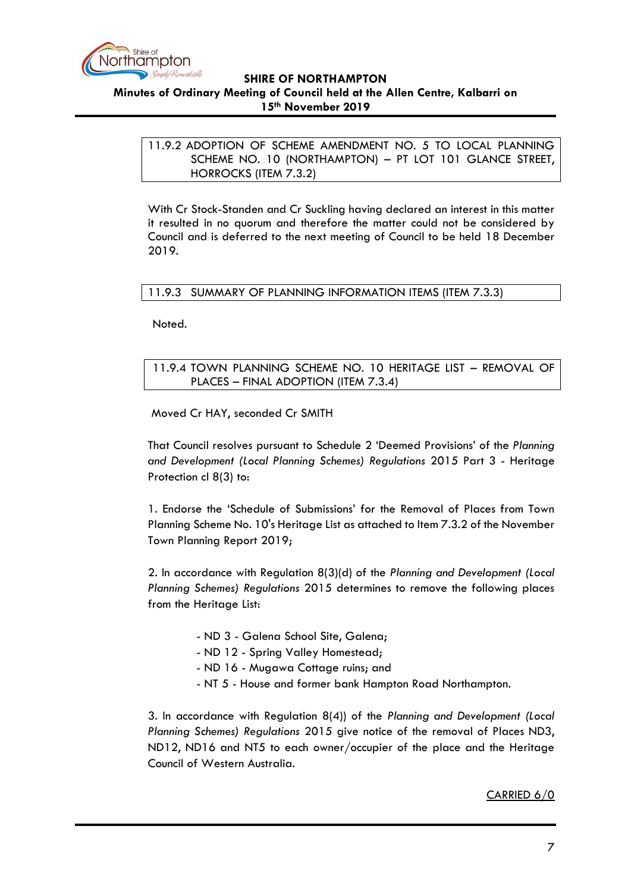### 11.9.2 ADOPTION OF SCHEME AMENDMENT NO. 5 TO LOCAL PLANNING SCHEME NO. 10 (NORTHAMPTON) – PT LOT 101 GLANCE STREET, HORROCKS (ITEM 7.3.2)

With Cr Stock-Standen and Cr Suckling having declared an interest in this matter it resulted in no quorum and therefore the matter could not be considered by Council and is deferred to the next meeting of Council to be held 18 December 2019.

### 11.9.3 SUMMARY OF PLANNING INFORMATION ITEMS (ITEM 7.3.3)

Noted.

### 11.9.4 TOWN PLANNING SCHEME NO. 10 HERITAGE LIST – REMOVAL OF PLACES – FINAL ADOPTION (ITEM 7.3.4)

Moved Cr HAY, seconded Cr SMITH

That Council resolves pursuant to Schedule 2 'Deemed Provisions' of the *Planning and Development (Local Planning Schemes) Regulations* 2015 Part 3 - Heritage Protection cl 8(3) to:

1. Endorse the 'Schedule of Submissions' for the Removal of Places from Town Planning Scheme No. 10's Heritage List as attached to Item 7.3.2 of the November Town Planning Report 2019;

2. In accordance with Regulation 8(3)(d) of the *Planning and Development (Local Planning Schemes) Regulations* 2015 determines to remove the following places from the Heritage List:

   - ND 3 - Galena School Site, Galena;
   - ND 12 - Spring Valley Homestead;
   - ND 16 - Mugawa Cottage ruins; and
   - NT 5 - House and former bank Hampton Road Northampton.

3. In accordance with Regulation 8(4)) of the *Planning and Development (Local Planning Schemes) Regulations* 2015 give notice of the removal of Places ND3, ND12, ND16 and NT5 to each owner/occupier of the place and the Heritage Council of Western Australia.

<u>CARRIED 6/0</u>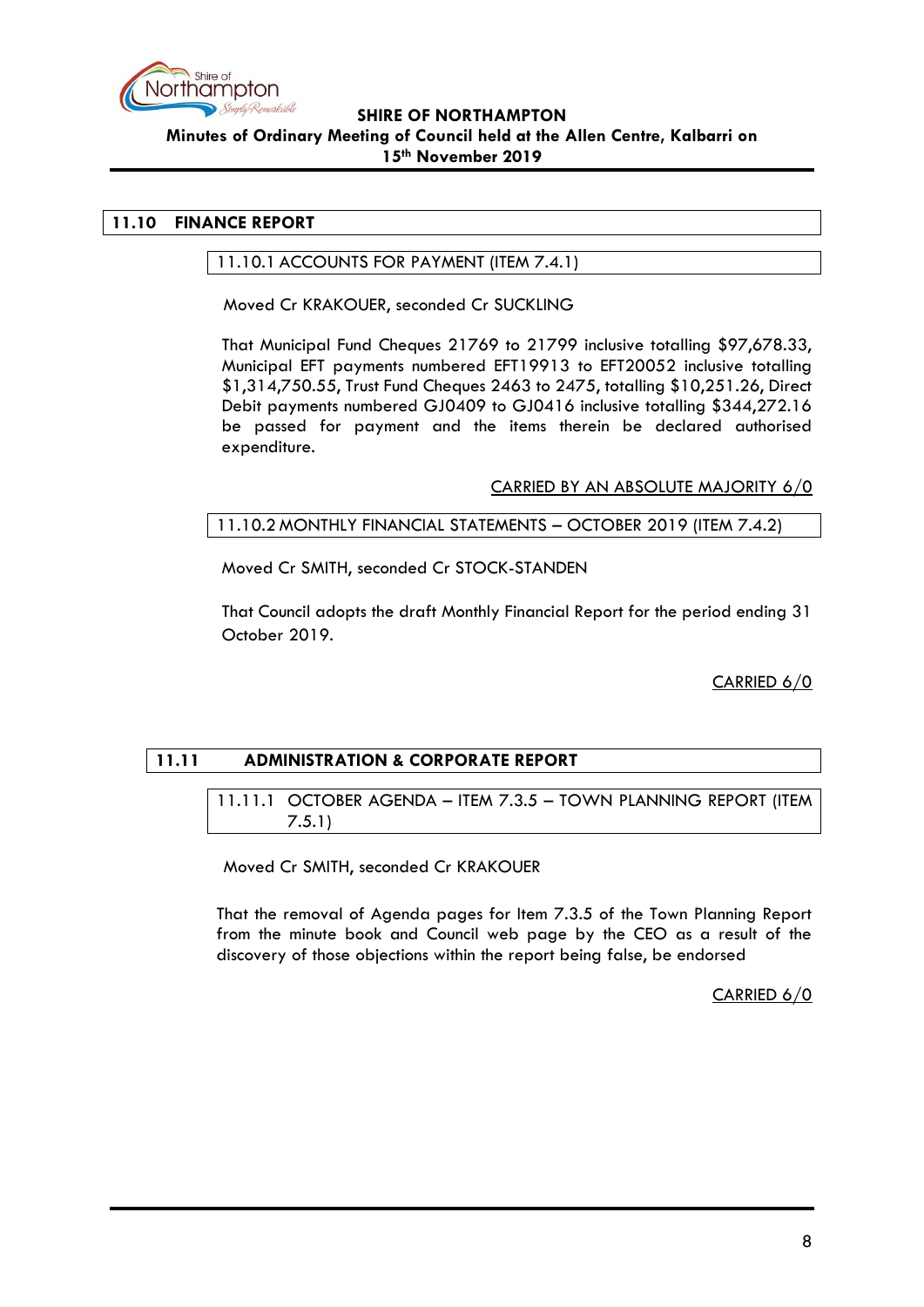## 11.10 FINANCE REPORT

### 11.10.1 ACCOUNTS FOR PAYMENT (ITEM 7.4.1)

Moved Cr KRAKOUER, seconded Cr SUCKLING

That Municipal Fund Cheques 21769 to 21799 inclusive totalling $97,678.33, Municipal EFT payments numbered EFT19913 to EFT20052 inclusive totalling $1,314,750.55, Trust Fund Cheques 2463 to 2475, totalling $10,251.26, Direct Debit payments numbered GJ0409 to GJ0416 inclusive totalling $344,272.16 be passed for payment and the items therein be declared authorised expenditure.

CARRIED BY AN ABSOLUTE MAJORITY 6/0

### 11.10.2 MONTHLY FINANCIAL STATEMENTS – OCTOBER 2019 (ITEM 7.4.2)

Moved Cr SMITH, seconded Cr STOCK-STANDEN

That Council adopts the draft Monthly Financial Report for the period ending 31 October 2019.

CARRIED 6/0

## 11.11 ADMINISTRATION & CORPORATE REPORT

### 11.11.1 OCTOBER AGENDA – ITEM 7.3.5 – TOWN PLANNING REPORT (ITEM 7.5.1)

Moved Cr SMITH, seconded Cr KRAKOUER

That the removal of Agenda pages for Item 7.3.5 of the Town Planning Report from the minute book and Council web page by the CEO as a result of the discovery of those objections within the report being false, be endorsed

CARRIED 6/0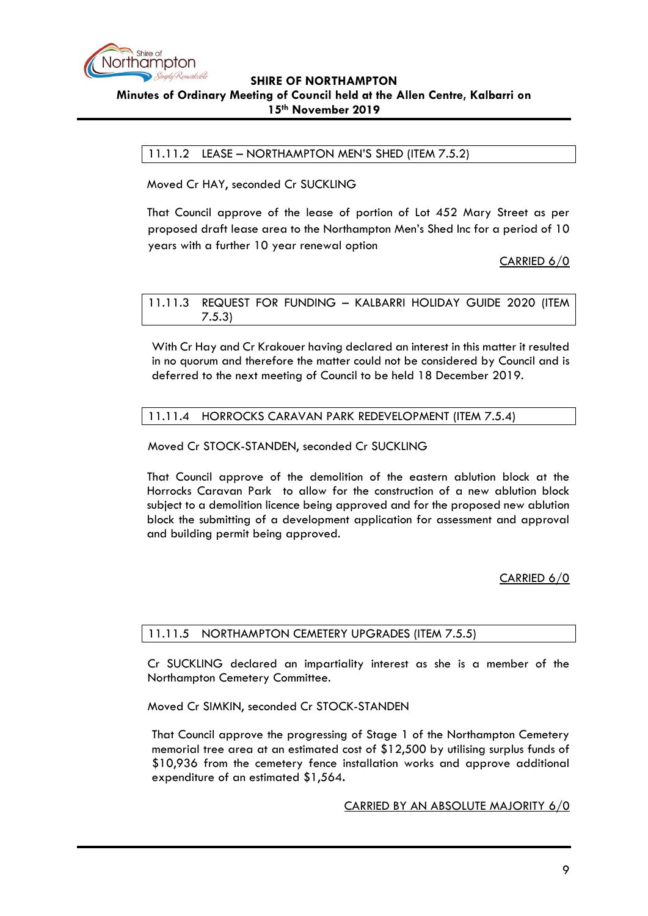### 11.11.2 LEASE – NORTHAMPTON MEN'S SHED (ITEM 7.5.2)

Moved Cr HAY, seconded Cr SUCKLING

That Council approve of the lease of portion of Lot 452 Mary Street as per proposed draft lease area to the Northampton Men's Shed Inc for a period of 10 years with a further 10 year renewal option

CARRIED 6/0

### 11.11.3 REQUEST FOR FUNDING – KALBARRI HOLIDAY GUIDE 2020 (ITEM 7.5.3)

With Cr Hay and Cr Krakouer having declared an interest in this matter it resulted in no quorum and therefore the matter could not be considered by Council and is deferred to the next meeting of Council to be held 18 December 2019.

### 11.11.4 HORROCKS CARAVAN PARK REDEVELOPMENT (ITEM 7.5.4)

Moved Cr STOCK-STANDEN, seconded Cr SUCKLING

That Council approve of the demolition of the eastern ablution block at the Horrocks Caravan Park to allow for the construction of a new ablution block subject to a demolition licence being approved and for the proposed new ablution block the submitting of a development application for assessment and approval and building permit being approved.

CARRIED 6/0

### 11.11.5 NORTHAMPTON CEMETERY UPGRADES (ITEM 7.5.5)

Cr SUCKLING declared an impartiality interest as she is a member of the Northampton Cemetery Committee.

Moved Cr SIMKIN, seconded Cr STOCK-STANDEN

That Council approve the progressing of Stage 1 of the Northampton Cemetery memorial tree area at an estimated cost of $12,500 by utilising surplus funds of $10,936 from the cemetery fence installation works and approve additional expenditure of an estimated $1,564.

CARRIED BY AN ABSOLUTE MAJORITY 6/0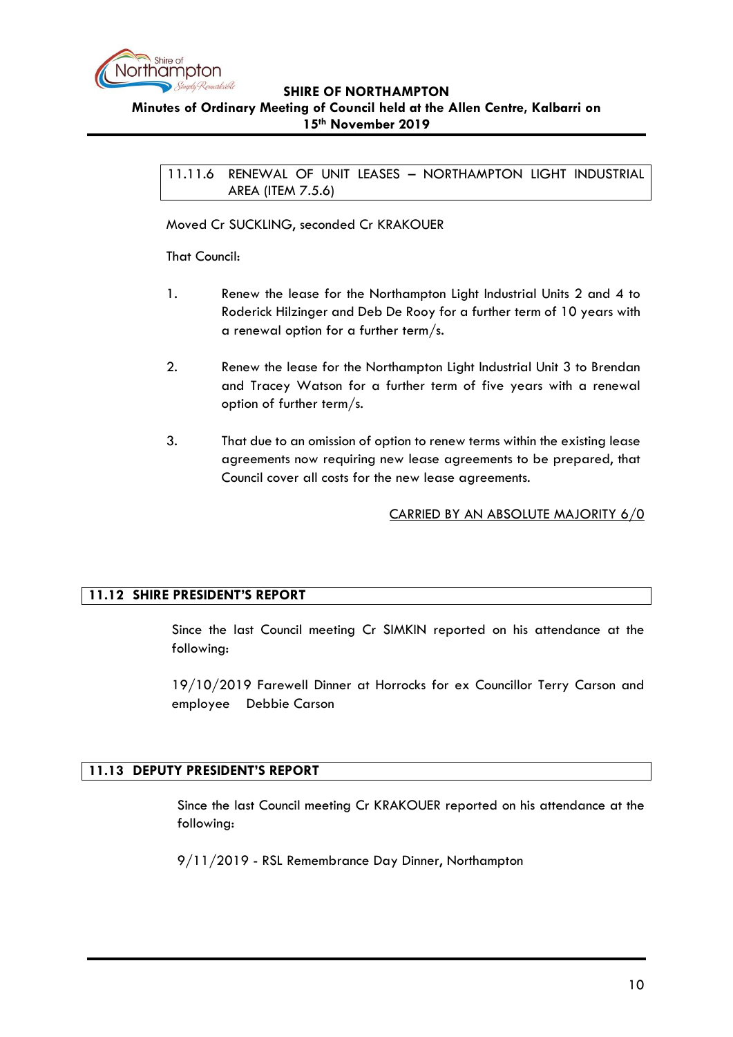## 11.11.6 RENEWAL OF UNIT LEASES – NORTHAMPTON LIGHT INDUSTRIAL AREA (ITEM 7.5.6)

Moved Cr SUCKLING, seconded Cr KRAKOUER

That Council:

1. Renew the lease for the Northampton Light Industrial Units 2 and 4 to Roderick Hilzinger and Deb De Rooy for a further term of 10 years with a renewal option for a further term/s.

2. Renew the lease for the Northampton Light Industrial Unit 3 to Brendan and Tracey Watson for a further term of five years with a renewal option of further term/s.

3. That due to an omission of option to renew terms within the existing lease agreements now requiring new lease agreements to be prepared, that Council cover all costs for the new lease agreements.

CARRIED BY AN ABSOLUTE MAJORITY 6/0

## 11.12 SHIRE PRESIDENT'S REPORT

Since the last Council meeting Cr SIMKIN reported on his attendance at the following:

19/10/2019 Farewell Dinner at Horrocks for ex Councillor Terry Carson and employee Debbie Carson

## 11.13 DEPUTY PRESIDENT'S REPORT

Since the last Council meeting Cr KRAKOUER reported on his attendance at the following:

9/11/2019 - RSL Remembrance Day Dinner, Northampton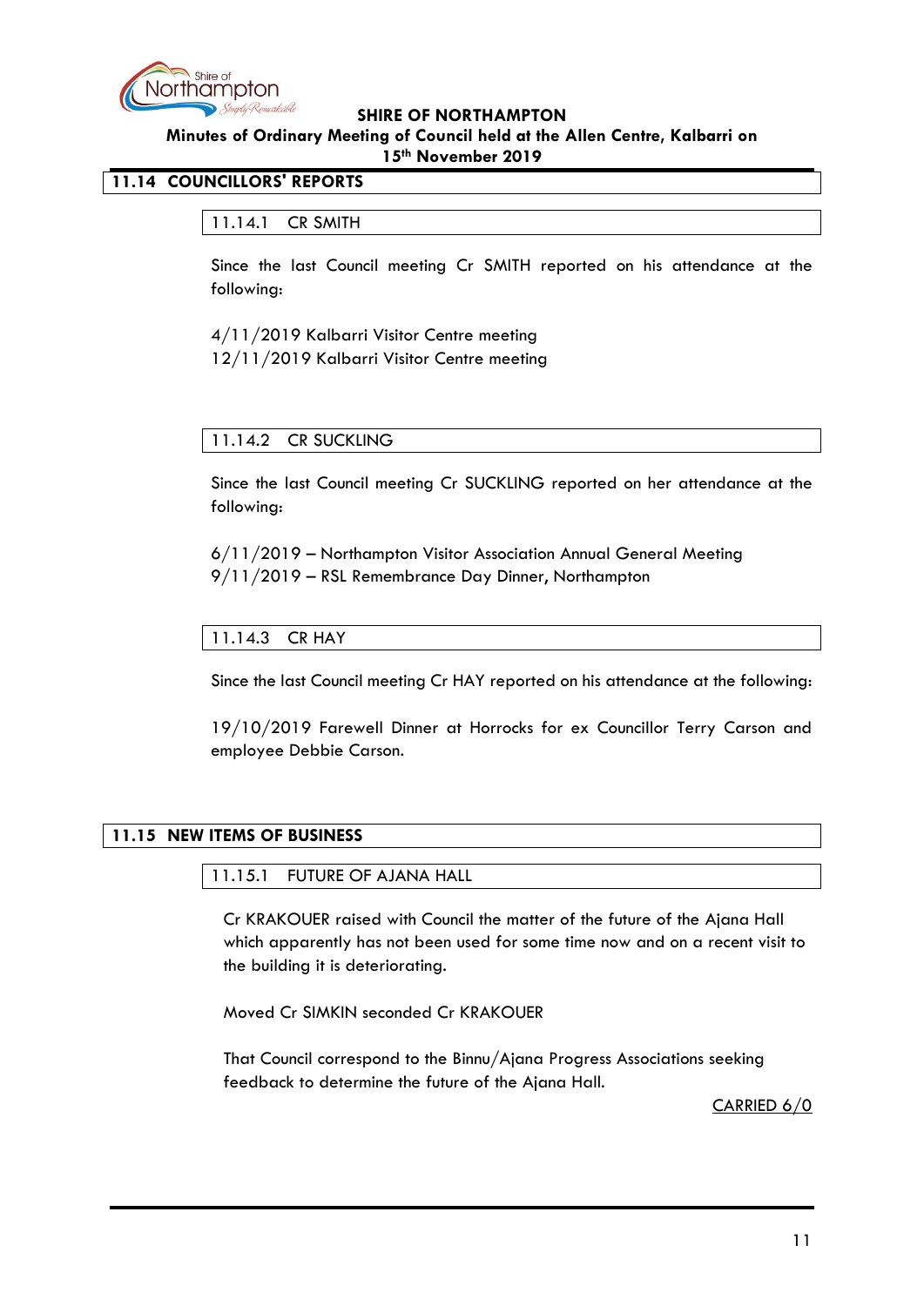## 11.14 COUNCILLORS' REPORTS

### 11.14.1 CR SMITH

Since the last Council meeting Cr SMITH reported on his attendance at the following:

4/11/2019 Kalbarri Visitor Centre meeting
12/11/2019 Kalbarri Visitor Centre meeting

### 11.14.2 CR SUCKLING

Since the last Council meeting Cr SUCKLING reported on her attendance at the following:

6/11/2019 – Northampton Visitor Association Annual General Meeting
9/11/2019 – RSL Remembrance Day Dinner, Northampton

### 11.14.3 CR HAY

Since the last Council meeting Cr HAY reported on his attendance at the following:

19/10/2019 Farewell Dinner at Horrocks for ex Councillor Terry Carson and employee Debbie Carson.

## 11.15 NEW ITEMS OF BUSINESS

### 11.15.1 FUTURE OF AJANA HALL

Cr KRAKOUER raised with Council the matter of the future of the Ajana Hall which apparently has not been used for some time now and on a recent visit to the building it is deteriorating.

Moved Cr SIMKIN seconded Cr KRAKOUER

That Council correspond to the Binnu/Ajana Progress Associations seeking feedback to determine the future of the Ajana Hall.

CARRIED 6/0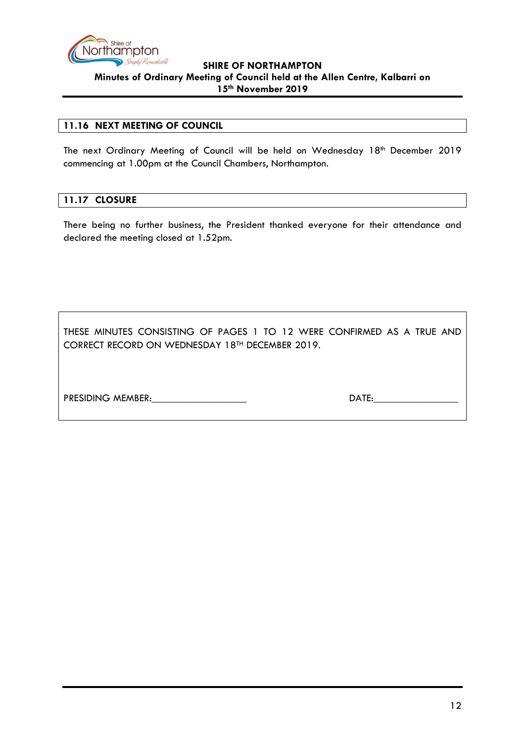## 11.16 NEXT MEETING OF COUNCIL

The next Ordinary Meeting of Council will be held on Wednesday 18th December 2019 commencing at 1.00pm at the Council Chambers, Northampton.

## 11.17 CLOSURE

There being no further business, the President thanked everyone for their attendance and declared the meeting closed at 1.52pm.

THESE MINUTES CONSISTING OF PAGES 1 TO 12 WERE CONFIRMED AS A TRUE AND CORRECT RECORD ON WEDNESDAY 18TH DECEMBER 2019.

PRESIDING MEMBER:\_\_\_\_\_\_\_\_\_\_\_\_\_\_\_\_\_\_\_ DATE:\_\_\_\_\_\_\_\_\_\_\_\_\_\_\_\_\_